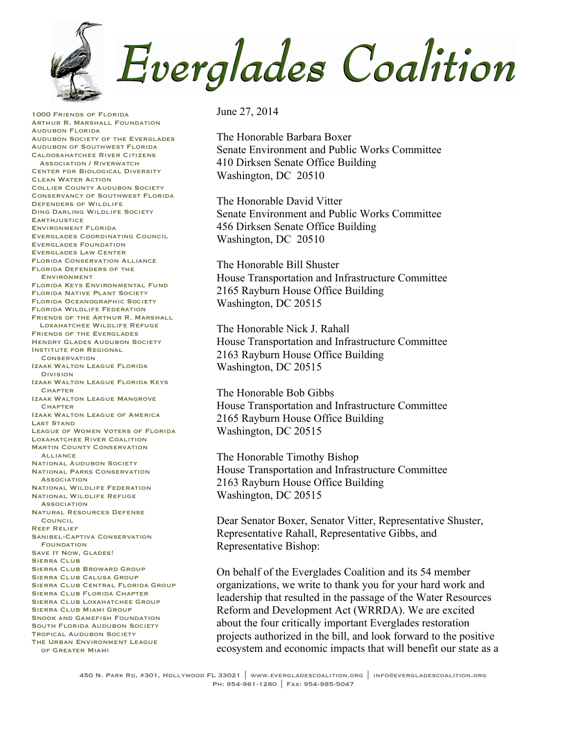# Everglades Coalition

1000 Friends of Florida
Arthur R. Marshall Foundation
Audubon Florida
Audubon Society of the Everglades
Audubon of Southwest Florida
Caloosahatchee River Citizens Association / Riverwatch
Center for Biological Diversity
Clean Water Action
Collier County Audubon Society
Conservancy of Southwest Florida
Defenders of Wildlife
Ding Darling Wildlife Society
Earthjustice
Environment Florida
Everglades Coordinating Council
Everglades Foundation
Everglades Law Center
Florida Conservation Alliance
Florida Defenders of the Environment
Florida Keys Environmental Fund
Florida Native Plant Society
Florida Oceanographic Society
Florida Wildlife Federation
Friends of the Arthur R. Marshall Loxahatchee Wildlife Refuge
Friends of the Everglades
Hendry Glades Audubon Society
Institute for Regional Conservation
Izaak Walton League Florida Division
Izaak Walton League Florida Keys Chapter
Izaak Walton League Mangrove Chapter
Izaak Walton League of America
Last Stand
League of Women Voters of Florida
Loxahatchee River Coalition
Martin County Conservation Alliance
National Audubon Society
National Parks Conservation Association
National Wildlife Federation
National Wildlife Refuge Association
Natural Resources Defense Council
Reef Relief
Sanibel-Captiva Conservation Foundation
Save It Now, Glades!
Sierra Club
Sierra Club Broward Group
Sierra Club Calusa Group
Sierra Club Central Florida Group
Sierra Club Florida Chapter
Sierra Club Loxahatchee Group
Sierra Club Miami Group
Snook and Gamefish Foundation
South Florida Audubon Society
Tropical Audubon Society
The Urban Environment League of Greater Miami

June 27, 2014

The Honorable Barbara Boxer
Senate Environment and Public Works Committee
410 Dirksen Senate Office Building
Washington, DC 20510

The Honorable David Vitter
Senate Environment and Public Works Committee
456 Dirksen Senate Office Building
Washington, DC 20510

The Honorable Bill Shuster
House Transportation and Infrastructure Committee
2165 Rayburn House Office Building
Washington, DC 20515

The Honorable Nick J. Rahall
House Transportation and Infrastructure Committee
2163 Rayburn House Office Building
Washington, DC 20515

The Honorable Bob Gibbs
House Transportation and Infrastructure Committee
2165 Rayburn House Office Building
Washington, DC 20515

The Honorable Timothy Bishop
House Transportation and Infrastructure Committee
2163 Rayburn House Office Building
Washington, DC 20515

Dear Senator Boxer, Senator Vitter, Representative Shuster, Representative Rahall, Representative Gibbs, and Representative Bishop:

On behalf of the Everglades Coalition and its 54 member organizations, we write to thank you for your hard work and leadership that resulted in the passage of the Water Resources Reform and Development Act (WRRDA). We are excited about the four critically important Everglades restoration projects authorized in the bill, and look forward to the positive ecosystem and economic impacts that will benefit our state as a

450 N. Park Rd, #301, Hollywood FL 33021 | www.evergladescoalition.org | info@evergladescoalition.org
Ph: 954-961-1280 | Fax: 954-985-5047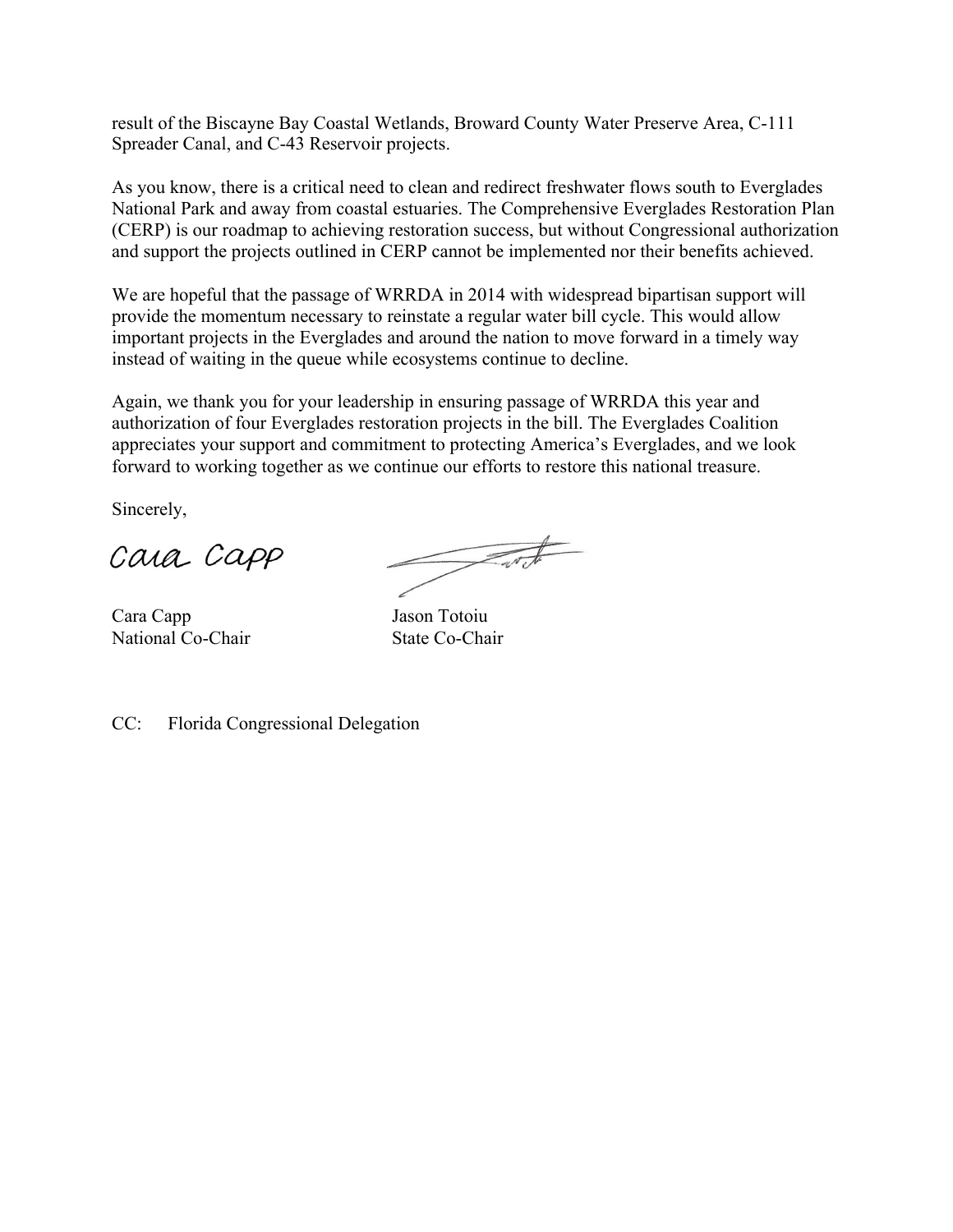result of the Biscayne Bay Coastal Wetlands, Broward County Water Preserve Area, C-111 Spreader Canal, and C-43 Reservoir projects.

As you know, there is a critical need to clean and redirect freshwater flows south to Everglades National Park and away from coastal estuaries. The Comprehensive Everglades Restoration Plan (CERP) is our roadmap to achieving restoration success, but without Congressional authorization and support the projects outlined in CERP cannot be implemented nor their benefits achieved.

We are hopeful that the passage of WRRDA in 2014 with widespread bipartisan support will provide the momentum necessary to reinstate a regular water bill cycle. This would allow important projects in the Everglades and around the nation to move forward in a timely way instead of waiting in the queue while ecosystems continue to decline.

Again, we thank you for your leadership in ensuring passage of WRRDA this year and authorization of four Everglades restoration projects in the bill. The Everglades Coalition appreciates your support and commitment to protecting America's Everglades, and we look forward to working together as we continue our efforts to restore this national treasure.

Sincerely,

Cara Capp
National Co-Chair

Jason Totoiu
State Co-Chair

CC: Florida Congressional Delegation